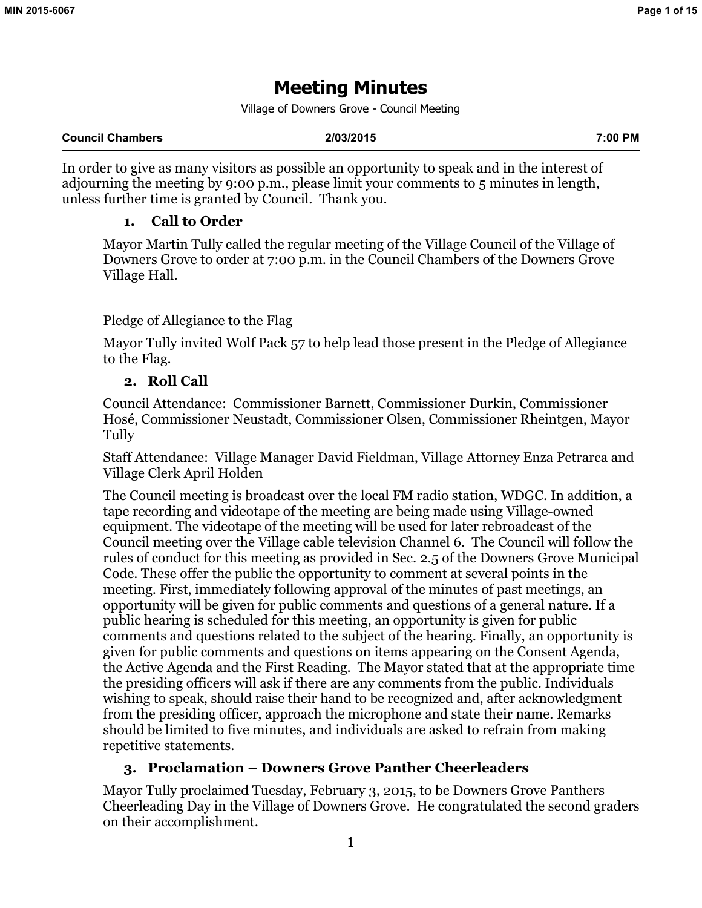# Meeting Minutes

Village of Downers Grove - Council Meeting

| Council Chambers | 2/03/2015 | 7:00 PM |
| --- | --- | --- |

In order to give as many visitors as possible an opportunity to speak and in the interest of adjourning the meeting by 9:00 p.m., please limit your comments to 5 minutes in length, unless further time is granted by Council. Thank you.

## 1. Call to Order

Mayor Martin Tully called the regular meeting of the Village Council of the Village of Downers Grove to order at 7:00 p.m. in the Council Chambers of the Downers Grove Village Hall.

Pledge of Allegiance to the Flag

Mayor Tully invited Wolf Pack 57 to help lead those present in the Pledge of Allegiance to the Flag.

## 2. Roll Call

Council Attendance: Commissioner Barnett, Commissioner Durkin, Commissioner Hosé, Commissioner Neustadt, Commissioner Olsen, Commissioner Rheintgen, Mayor Tully

Staff Attendance: Village Manager David Fieldman, Village Attorney Enza Petrarca and Village Clerk April Holden

The Council meeting is broadcast over the local FM radio station, WDGC. In addition, a tape recording and videotape of the meeting are being made using Village-owned equipment. The videotape of the meeting will be used for later rebroadcast of the Council meeting over the Village cable television Channel 6. The Council will follow the rules of conduct for this meeting as provided in Sec. 2.5 of the Downers Grove Municipal Code. These offer the public the opportunity to comment at several points in the meeting. First, immediately following approval of the minutes of past meetings, an opportunity will be given for public comments and questions of a general nature. If a public hearing is scheduled for this meeting, an opportunity is given for public comments and questions related to the subject of the hearing. Finally, an opportunity is given for public comments and questions on items appearing on the Consent Agenda, the Active Agenda and the First Reading. The Mayor stated that at the appropriate time the presiding officers will ask if there are any comments from the public. Individuals wishing to speak, should raise their hand to be recognized and, after acknowledgment from the presiding officer, approach the microphone and state their name. Remarks should be limited to five minutes, and individuals are asked to refrain from making repetitive statements.

## 3. Proclamation – Downers Grove Panther Cheerleaders

Mayor Tully proclaimed Tuesday, February 3, 2015, to be Downers Grove Panthers Cheerleading Day in the Village of Downers Grove. He congratulated the second graders on their accomplishment.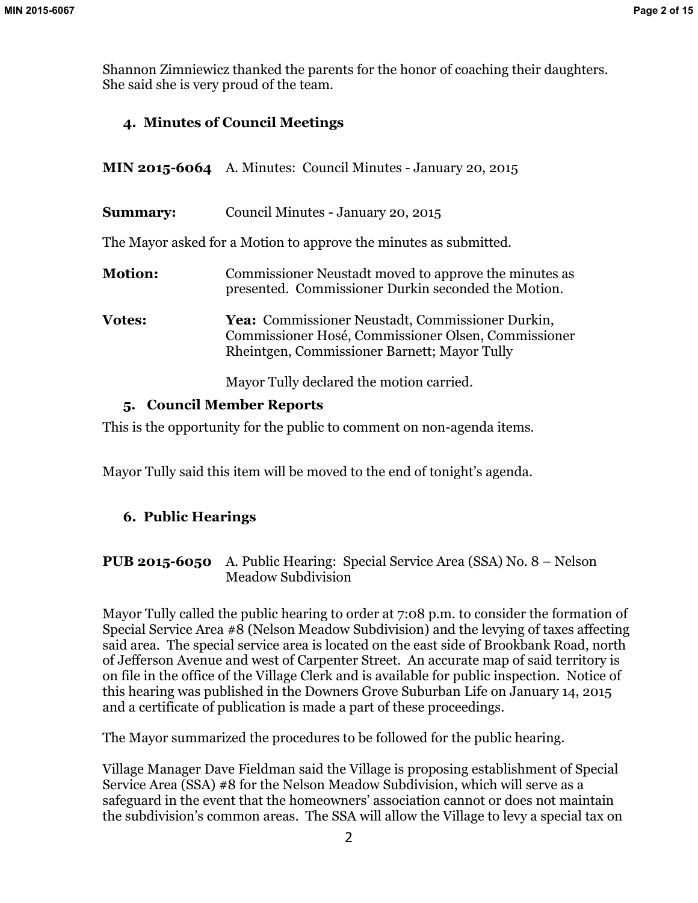Shannon Zimniewicz thanked the parents for the honor of coaching their daughters. She said she is very proud of the team.

## 4. Minutes of Council Meetings

**MIN 2015-6064** A. Minutes: Council Minutes - January 20, 2015

**Summary:** Council Minutes - January 20, 2015

The Mayor asked for a Motion to approve the minutes as submitted.

**Motion:** Commissioner Neustadt moved to approve the minutes as presented. Commissioner Durkin seconded the Motion.

**Votes:** **Yea:** Commissioner Neustadt, Commissioner Durkin, Commissioner Hosé, Commissioner Olsen, Commissioner Rheintgen, Commissioner Barnett; Mayor Tully

Mayor Tully declared the motion carried.

## 5. Council Member Reports

This is the opportunity for the public to comment on non-agenda items.

Mayor Tully said this item will be moved to the end of tonight's agenda.

## 6. Public Hearings

**PUB 2015-6050** A. Public Hearing: Special Service Area (SSA) No. 8 – Nelson Meadow Subdivision

Mayor Tully called the public hearing to order at 7:08 p.m. to consider the formation of Special Service Area #8 (Nelson Meadow Subdivision) and the levying of taxes affecting said area. The special service area is located on the east side of Brookbank Road, north of Jefferson Avenue and west of Carpenter Street. An accurate map of said territory is on file in the office of the Village Clerk and is available for public inspection. Notice of this hearing was published in the Downers Grove Suburban Life on January 14, 2015 and a certificate of publication is made a part of these proceedings.

The Mayor summarized the procedures to be followed for the public hearing.

Village Manager Dave Fieldman said the Village is proposing establishment of Special Service Area (SSA) #8 for the Nelson Meadow Subdivision, which will serve as a safeguard in the event that the homeowners' association cannot or does not maintain the subdivision's common areas. The SSA will allow the Village to levy a special tax on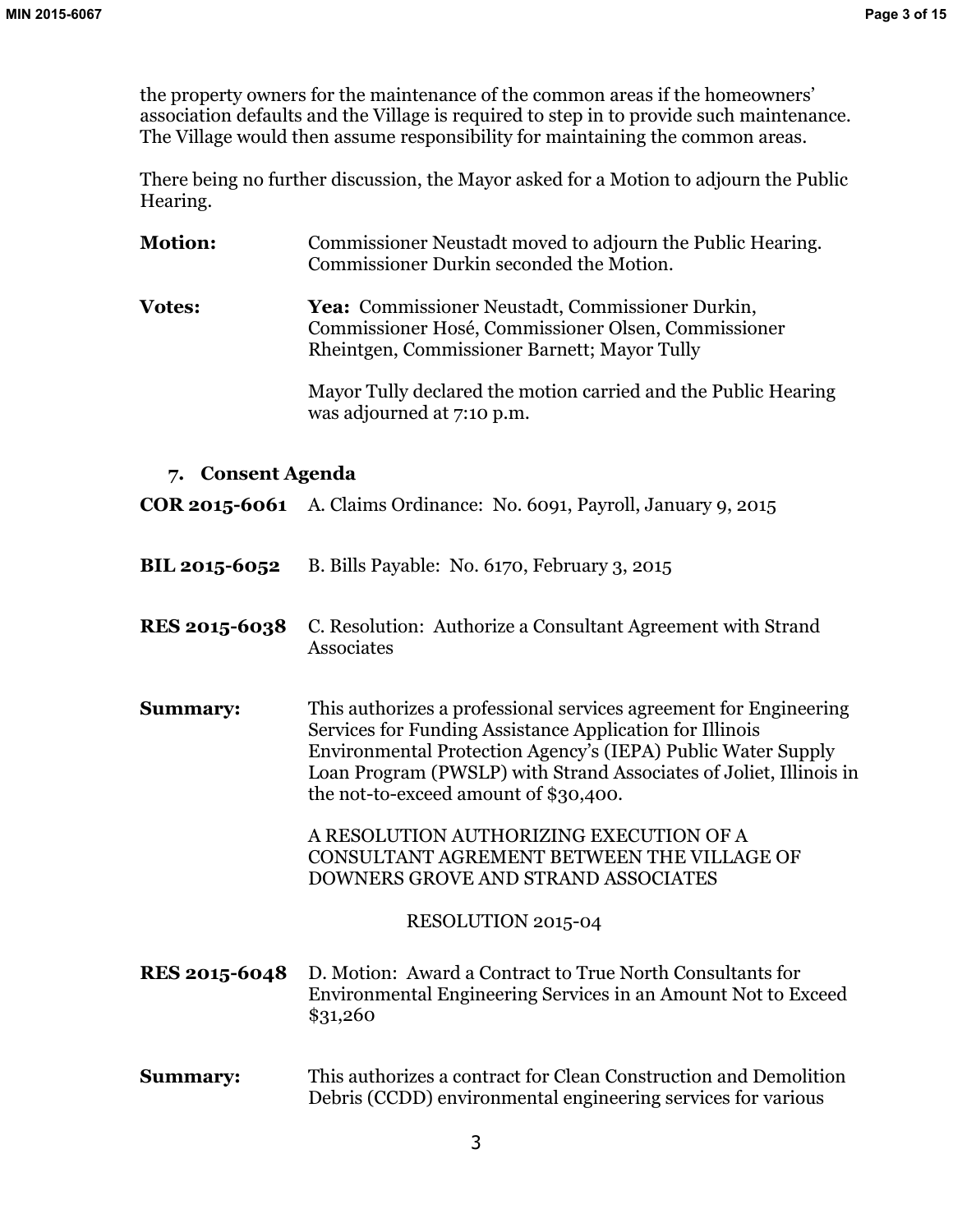the property owners for the maintenance of the common areas if the homeowners' association defaults and the Village is required to step in to provide such maintenance. The Village would then assume responsibility for maintaining the common areas.

There being no further discussion, the Mayor asked for a Motion to adjourn the Public Hearing.

**Motion:** Commissioner Neustadt moved to adjourn the Public Hearing. Commissioner Durkin seconded the Motion.

**Votes:** **Yea:** Commissioner Neustadt, Commissioner Durkin, Commissioner Hosé, Commissioner Olsen, Commissioner Rheintgen, Commissioner Barnett; Mayor Tully

Mayor Tully declared the motion carried and the Public Hearing was adjourned at 7:10 p.m.

## 7. Consent Agenda

**COR 2015-6061** A. Claims Ordinance: No. 6091, Payroll, January 9, 2015

**BIL 2015-6052** B. Bills Payable: No. 6170, February 3, 2015

**RES 2015-6038** C. Resolution: Authorize a Consultant Agreement with Strand Associates

**Summary:** This authorizes a professional services agreement for Engineering Services for Funding Assistance Application for Illinois Environmental Protection Agency's (IEPA) Public Water Supply Loan Program (PWSLP) with Strand Associates of Joliet, Illinois in the not-to-exceed amount of $30,400.

A RESOLUTION AUTHORIZING EXECUTION OF A CONSULTANT AGREMENT BETWEEN THE VILLAGE OF DOWNERS GROVE AND STRAND ASSOCIATES

RESOLUTION 2015-04

**RES 2015-6048** D. Motion: Award a Contract to True North Consultants for Environmental Engineering Services in an Amount Not to Exceed $31,260

**Summary:** This authorizes a contract for Clean Construction and Demolition Debris (CCDD) environmental engineering services for various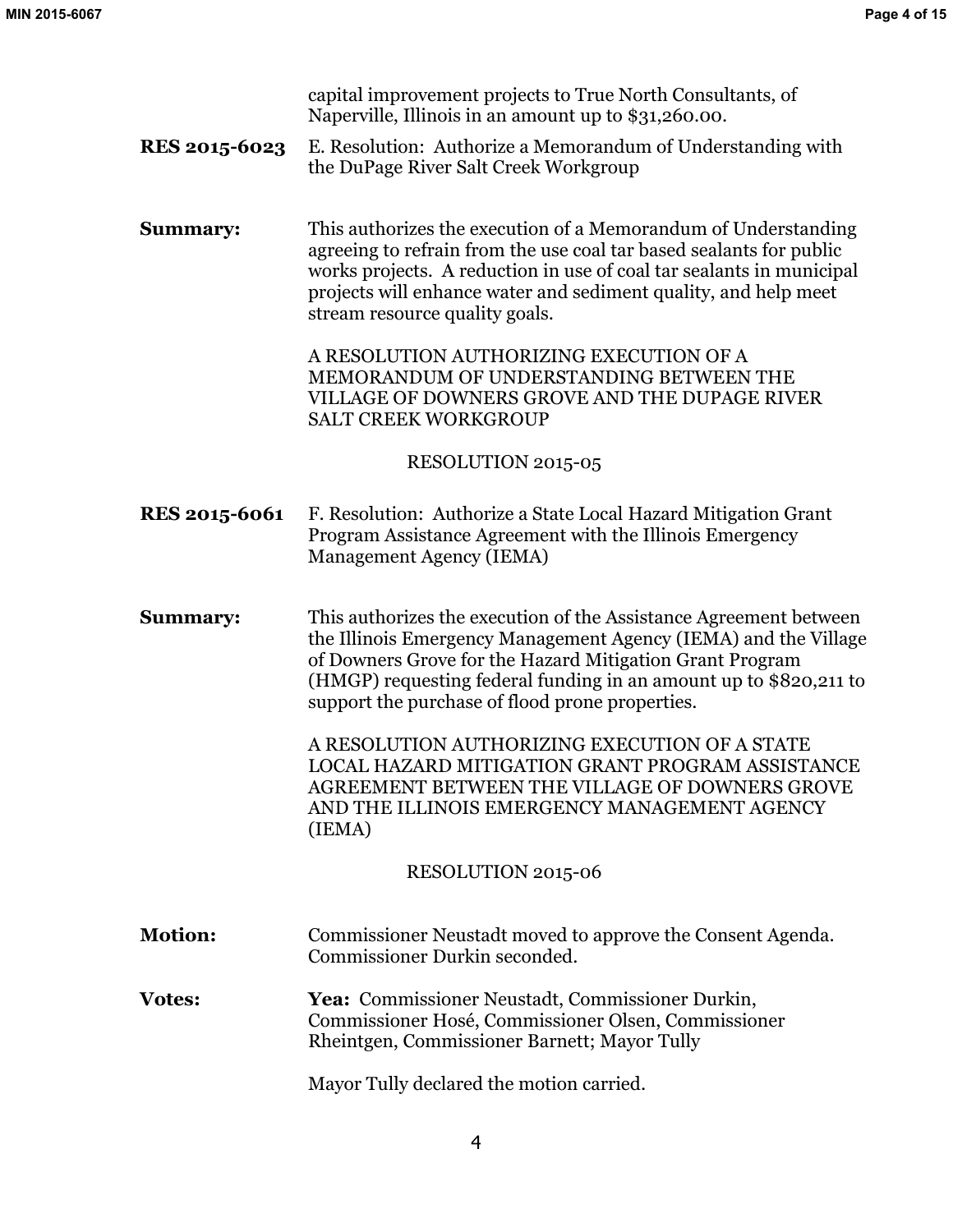capital improvement projects to True North Consultants, of Naperville, Illinois in an amount up to $31,260.00.

**RES 2015-6023** E. Resolution: Authorize a Memorandum of Understanding with the DuPage River Salt Creek Workgroup

**Summary:** This authorizes the execution of a Memorandum of Understanding agreeing to refrain from the use coal tar based sealants for public works projects. A reduction in use of coal tar sealants in municipal projects will enhance water and sediment quality, and help meet stream resource quality goals.

A RESOLUTION AUTHORIZING EXECUTION OF A MEMORANDUM OF UNDERSTANDING BETWEEN THE VILLAGE OF DOWNERS GROVE AND THE DUPAGE RIVER SALT CREEK WORKGROUP

RESOLUTION 2015-05

**RES 2015-6061** F. Resolution: Authorize a State Local Hazard Mitigation Grant Program Assistance Agreement with the Illinois Emergency Management Agency (IEMA)

**Summary:** This authorizes the execution of the Assistance Agreement between the Illinois Emergency Management Agency (IEMA) and the Village of Downers Grove for the Hazard Mitigation Grant Program (HMGP) requesting federal funding in an amount up to $820,211 to support the purchase of flood prone properties.

A RESOLUTION AUTHORIZING EXECUTION OF A STATE LOCAL HAZARD MITIGATION GRANT PROGRAM ASSISTANCE AGREEMENT BETWEEN THE VILLAGE OF DOWNERS GROVE AND THE ILLINOIS EMERGENCY MANAGEMENT AGENCY (IEMA)

RESOLUTION 2015-06

**Motion:** Commissioner Neustadt moved to approve the Consent Agenda. Commissioner Durkin seconded.

**Votes:** **Yea:** Commissioner Neustadt, Commissioner Durkin, Commissioner Hosé, Commissioner Olsen, Commissioner Rheintgen, Commissioner Barnett; Mayor Tully

Mayor Tully declared the motion carried.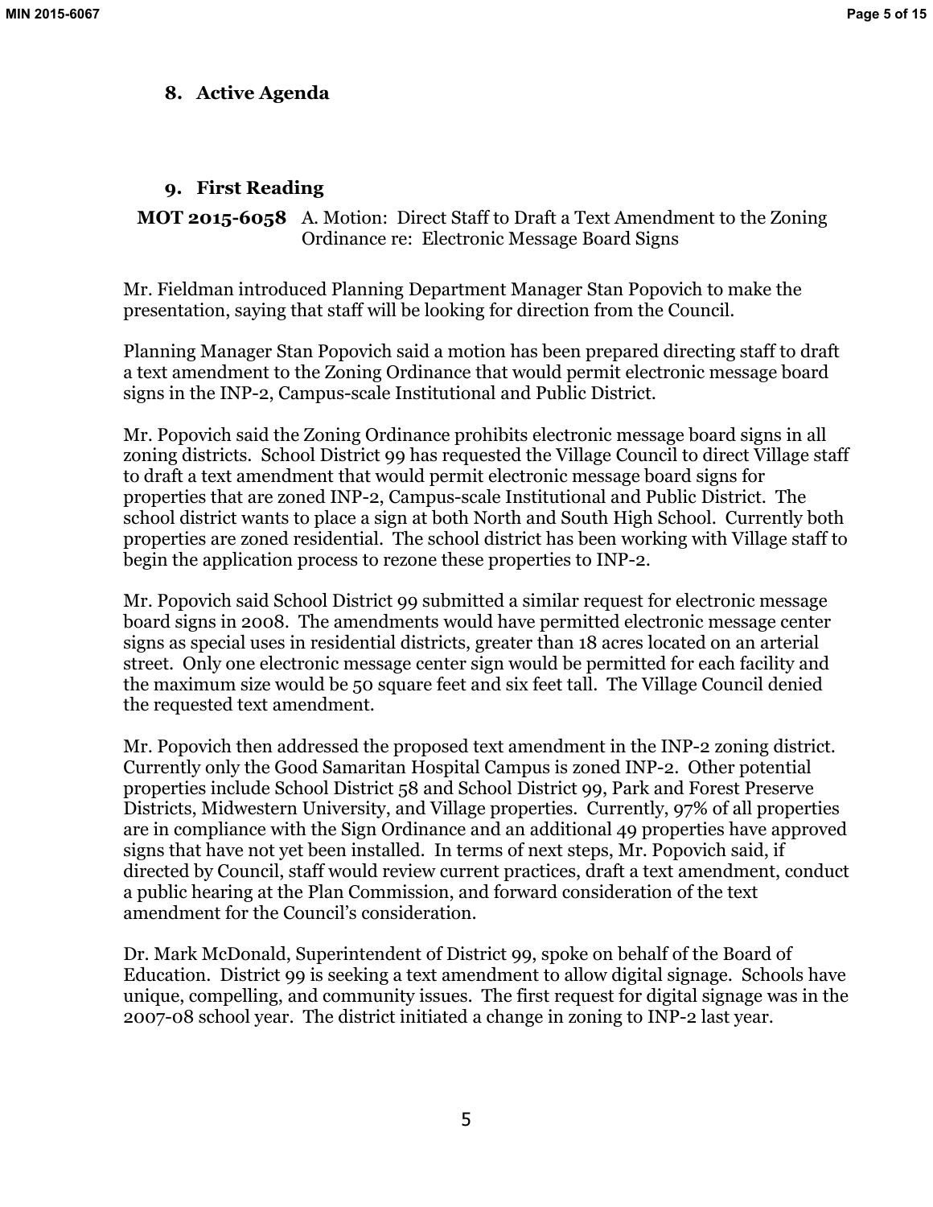## 8. Active Agenda

## 9. First Reading

**MOT 2015-6058** A. Motion: Direct Staff to Draft a Text Amendment to the Zoning Ordinance re: Electronic Message Board Signs

Mr. Fieldman introduced Planning Department Manager Stan Popovich to make the presentation, saying that staff will be looking for direction from the Council.

Planning Manager Stan Popovich said a motion has been prepared directing staff to draft a text amendment to the Zoning Ordinance that would permit electronic message board signs in the INP-2, Campus-scale Institutional and Public District.

Mr. Popovich said the Zoning Ordinance prohibits electronic message board signs in all zoning districts. School District 99 has requested the Village Council to direct Village staff to draft a text amendment that would permit electronic message board signs for properties that are zoned INP-2, Campus-scale Institutional and Public District. The school district wants to place a sign at both North and South High School. Currently both properties are zoned residential. The school district has been working with Village staff to begin the application process to rezone these properties to INP-2.

Mr. Popovich said School District 99 submitted a similar request for electronic message board signs in 2008. The amendments would have permitted electronic message center signs as special uses in residential districts, greater than 18 acres located on an arterial street. Only one electronic message center sign would be permitted for each facility and the maximum size would be 50 square feet and six feet tall. The Village Council denied the requested text amendment.

Mr. Popovich then addressed the proposed text amendment in the INP-2 zoning district. Currently only the Good Samaritan Hospital Campus is zoned INP-2. Other potential properties include School District 58 and School District 99, Park and Forest Preserve Districts, Midwestern University, and Village properties. Currently, 97% of all properties are in compliance with the Sign Ordinance and an additional 49 properties have approved signs that have not yet been installed. In terms of next steps, Mr. Popovich said, if directed by Council, staff would review current practices, draft a text amendment, conduct a public hearing at the Plan Commission, and forward consideration of the text amendment for the Council's consideration.

Dr. Mark McDonald, Superintendent of District 99, spoke on behalf of the Board of Education. District 99 is seeking a text amendment to allow digital signage. Schools have unique, compelling, and community issues. The first request for digital signage was in the 2007-08 school year. The district initiated a change in zoning to INP-2 last year.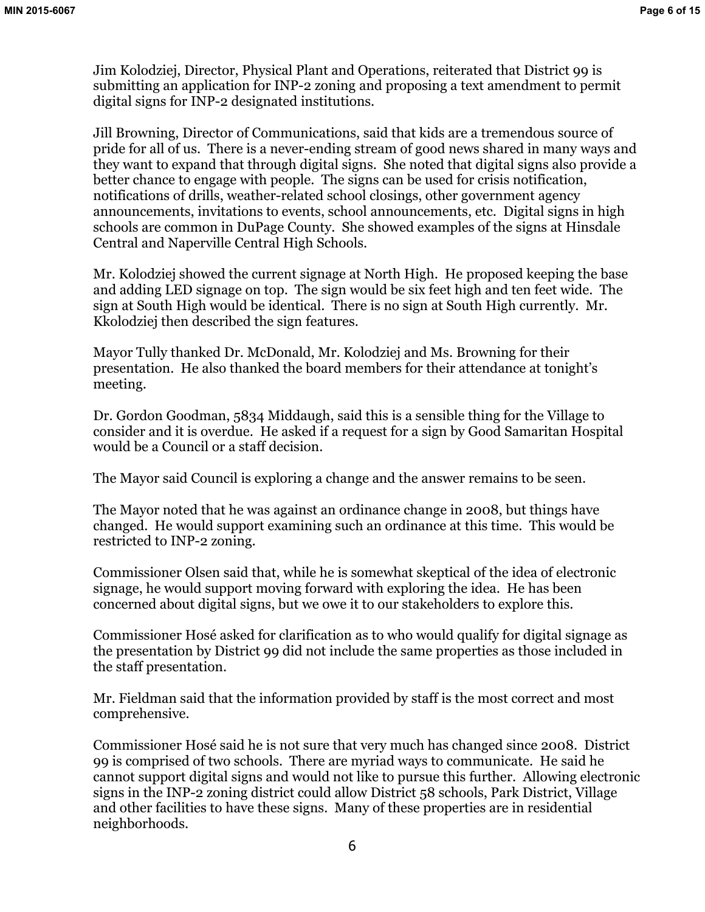Jim Kolodziej, Director, Physical Plant and Operations, reiterated that District 99 is submitting an application for INP-2 zoning and proposing a text amendment to permit digital signs for INP-2 designated institutions.

Jill Browning, Director of Communications, said that kids are a tremendous source of pride for all of us. There is a never-ending stream of good news shared in many ways and they want to expand that through digital signs. She noted that digital signs also provide a better chance to engage with people. The signs can be used for crisis notification, notifications of drills, weather-related school closings, other government agency announcements, invitations to events, school announcements, etc. Digital signs in high schools are common in DuPage County. She showed examples of the signs at Hinsdale Central and Naperville Central High Schools.

Mr. Kolodziej showed the current signage at North High. He proposed keeping the base and adding LED signage on top. The sign would be six feet high and ten feet wide. The sign at South High would be identical. There is no sign at South High currently. Mr. Kkolodziej then described the sign features.

Mayor Tully thanked Dr. McDonald, Mr. Kolodziej and Ms. Browning for their presentation. He also thanked the board members for their attendance at tonight's meeting.

Dr. Gordon Goodman, 5834 Middaugh, said this is a sensible thing for the Village to consider and it is overdue. He asked if a request for a sign by Good Samaritan Hospital would be a Council or a staff decision.

The Mayor said Council is exploring a change and the answer remains to be seen.

The Mayor noted that he was against an ordinance change in 2008, but things have changed. He would support examining such an ordinance at this time. This would be restricted to INP-2 zoning.

Commissioner Olsen said that, while he is somewhat skeptical of the idea of electronic signage, he would support moving forward with exploring the idea. He has been concerned about digital signs, but we owe it to our stakeholders to explore this.

Commissioner Hosé asked for clarification as to who would qualify for digital signage as the presentation by District 99 did not include the same properties as those included in the staff presentation.

Mr. Fieldman said that the information provided by staff is the most correct and most comprehensive.

Commissioner Hosé said he is not sure that very much has changed since 2008. District 99 is comprised of two schools. There are myriad ways to communicate. He said he cannot support digital signs and would not like to pursue this further. Allowing electronic signs in the INP-2 zoning district could allow District 58 schools, Park District, Village and other facilities to have these signs. Many of these properties are in residential neighborhoods.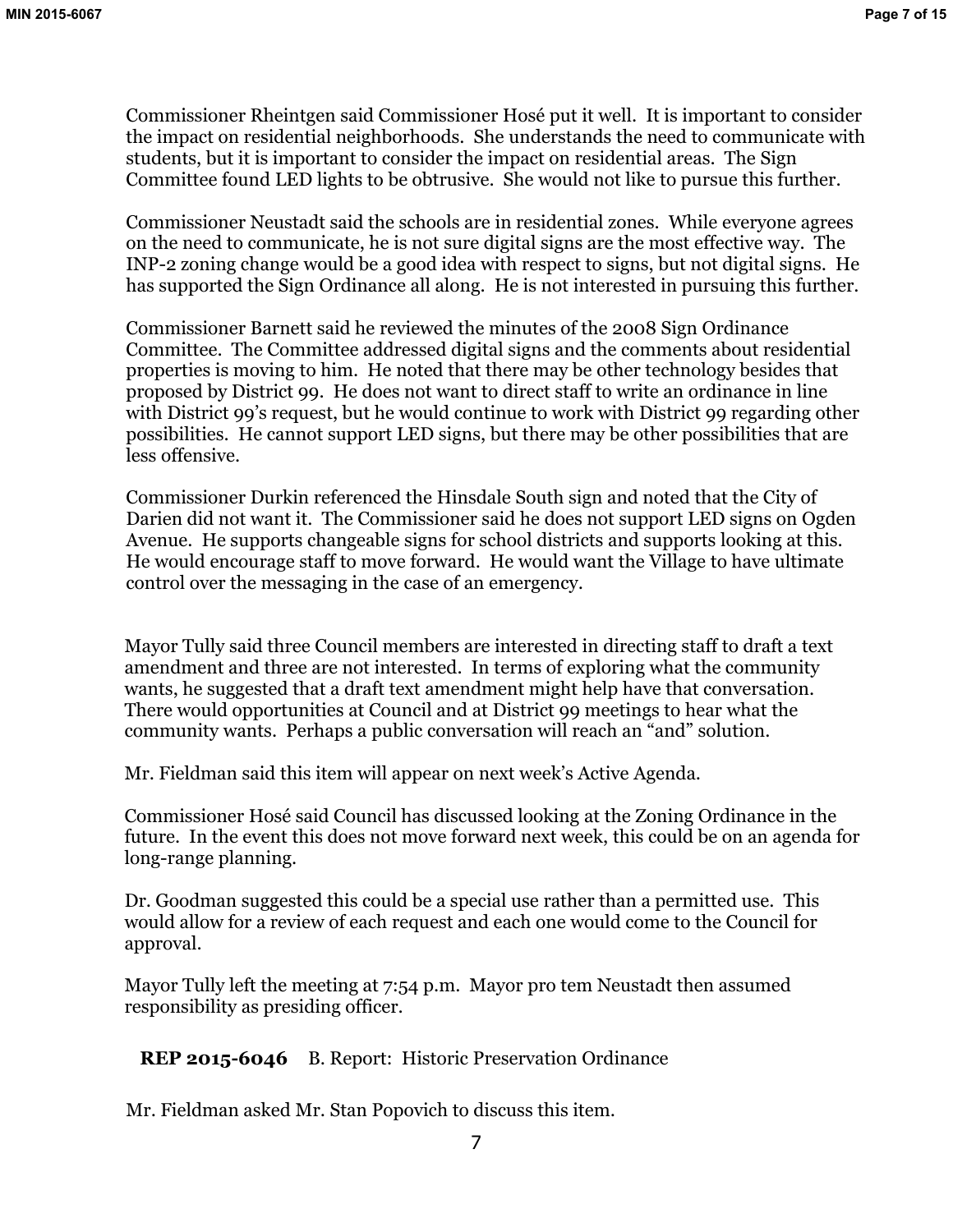Commissioner Rheintgen said Commissioner Hosé put it well. It is important to consider the impact on residential neighborhoods. She understands the need to communicate with students, but it is important to consider the impact on residential areas. The Sign Committee found LED lights to be obtrusive. She would not like to pursue this further.

Commissioner Neustadt said the schools are in residential zones. While everyone agrees on the need to communicate, he is not sure digital signs are the most effective way. The INP-2 zoning change would be a good idea with respect to signs, but not digital signs. He has supported the Sign Ordinance all along. He is not interested in pursuing this further.

Commissioner Barnett said he reviewed the minutes of the 2008 Sign Ordinance Committee. The Committee addressed digital signs and the comments about residential properties is moving to him. He noted that there may be other technology besides that proposed by District 99. He does not want to direct staff to write an ordinance in line with District 99's request, but he would continue to work with District 99 regarding other possibilities. He cannot support LED signs, but there may be other possibilities that are less offensive.

Commissioner Durkin referenced the Hinsdale South sign and noted that the City of Darien did not want it. The Commissioner said he does not support LED signs on Ogden Avenue. He supports changeable signs for school districts and supports looking at this. He would encourage staff to move forward. He would want the Village to have ultimate control over the messaging in the case of an emergency.

Mayor Tully said three Council members are interested in directing staff to draft a text amendment and three are not interested. In terms of exploring what the community wants, he suggested that a draft text amendment might help have that conversation. There would opportunities at Council and at District 99 meetings to hear what the community wants. Perhaps a public conversation will reach an "and" solution.

Mr. Fieldman said this item will appear on next week's Active Agenda.

Commissioner Hosé said Council has discussed looking at the Zoning Ordinance in the future. In the event this does not move forward next week, this could be on an agenda for long-range planning.

Dr. Goodman suggested this could be a special use rather than a permitted use. This would allow for a review of each request and each one would come to the Council for approval.

Mayor Tully left the meeting at 7:54 p.m. Mayor pro tem Neustadt then assumed responsibility as presiding officer.

**REP 2015-6046** B. Report: Historic Preservation Ordinance

Mr. Fieldman asked Mr. Stan Popovich to discuss this item.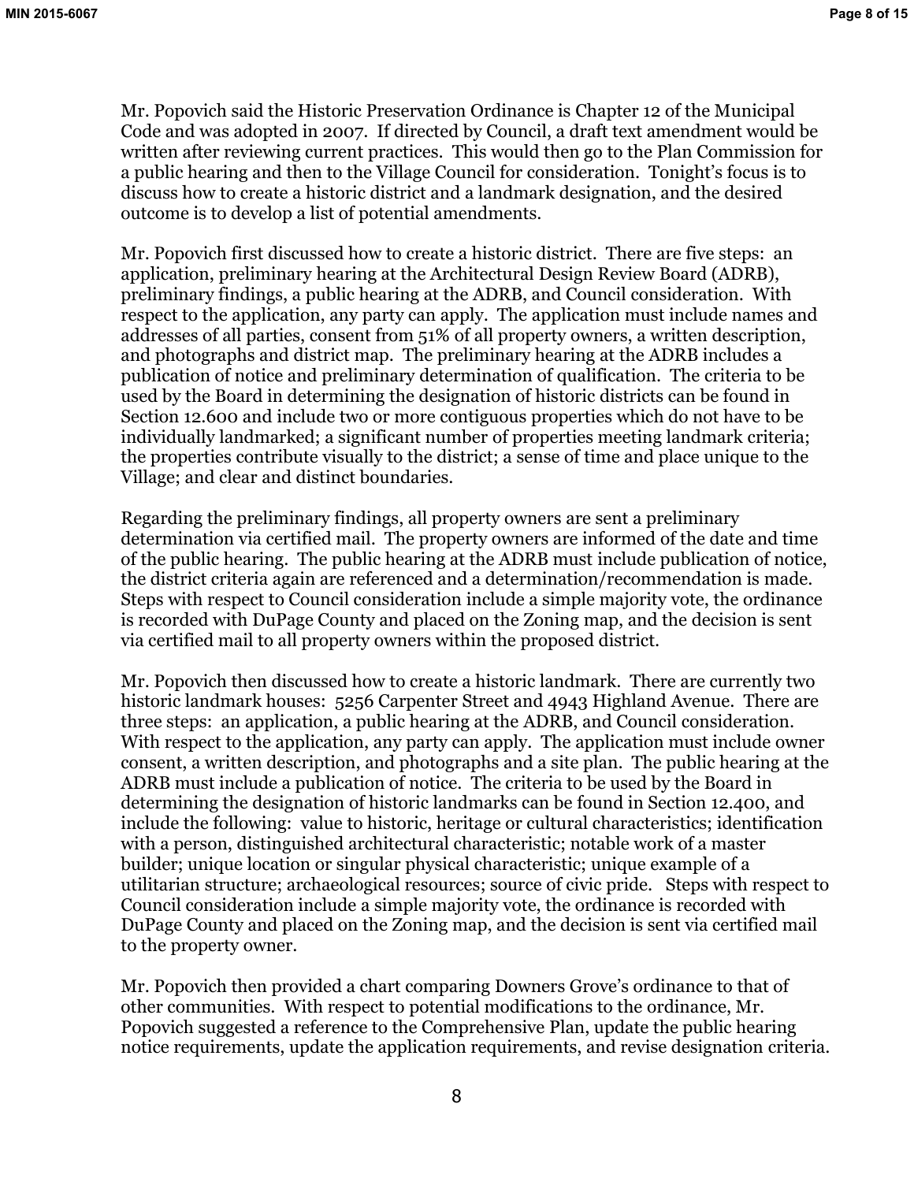Mr. Popovich said the Historic Preservation Ordinance is Chapter 12 of the Municipal Code and was adopted in 2007. If directed by Council, a draft text amendment would be written after reviewing current practices. This would then go to the Plan Commission for a public hearing and then to the Village Council for consideration. Tonight's focus is to discuss how to create a historic district and a landmark designation, and the desired outcome is to develop a list of potential amendments.

Mr. Popovich first discussed how to create a historic district. There are five steps: an application, preliminary hearing at the Architectural Design Review Board (ADRB), preliminary findings, a public hearing at the ADRB, and Council consideration. With respect to the application, any party can apply. The application must include names and addresses of all parties, consent from 51% of all property owners, a written description, and photographs and district map. The preliminary hearing at the ADRB includes a publication of notice and preliminary determination of qualification. The criteria to be used by the Board in determining the designation of historic districts can be found in Section 12.600 and include two or more contiguous properties which do not have to be individually landmarked; a significant number of properties meeting landmark criteria; the properties contribute visually to the district; a sense of time and place unique to the Village; and clear and distinct boundaries.

Regarding the preliminary findings, all property owners are sent a preliminary determination via certified mail. The property owners are informed of the date and time of the public hearing. The public hearing at the ADRB must include publication of notice, the district criteria again are referenced and a determination/recommendation is made. Steps with respect to Council consideration include a simple majority vote, the ordinance is recorded with DuPage County and placed on the Zoning map, and the decision is sent via certified mail to all property owners within the proposed district.

Mr. Popovich then discussed how to create a historic landmark. There are currently two historic landmark houses: 5256 Carpenter Street and 4943 Highland Avenue. There are three steps: an application, a public hearing at the ADRB, and Council consideration. With respect to the application, any party can apply. The application must include owner consent, a written description, and photographs and a site plan. The public hearing at the ADRB must include a publication of notice. The criteria to be used by the Board in determining the designation of historic landmarks can be found in Section 12.400, and include the following: value to historic, heritage or cultural characteristics; identification with a person, distinguished architectural characteristic; notable work of a master builder; unique location or singular physical characteristic; unique example of a utilitarian structure; archaeological resources; source of civic pride. Steps with respect to Council consideration include a simple majority vote, the ordinance is recorded with DuPage County and placed on the Zoning map, and the decision is sent via certified mail to the property owner.

Mr. Popovich then provided a chart comparing Downers Grove's ordinance to that of other communities. With respect to potential modifications to the ordinance, Mr. Popovich suggested a reference to the Comprehensive Plan, update the public hearing notice requirements, update the application requirements, and revise designation criteria.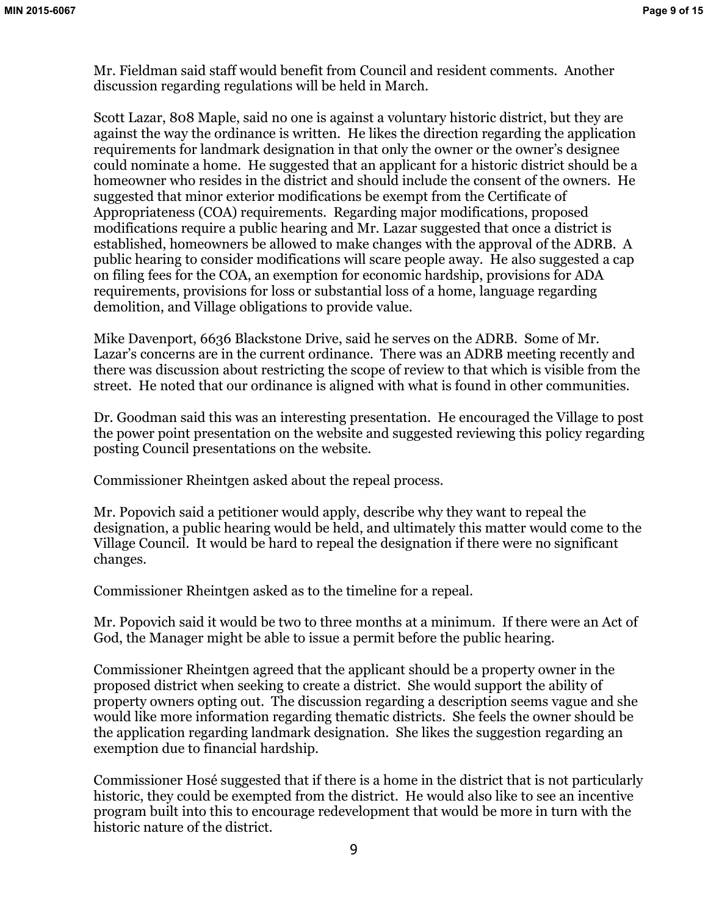Mr. Fieldman said staff would benefit from Council and resident comments. Another discussion regarding regulations will be held in March.

Scott Lazar, 808 Maple, said no one is against a voluntary historic district, but they are against the way the ordinance is written. He likes the direction regarding the application requirements for landmark designation in that only the owner or the owner's designee could nominate a home. He suggested that an applicant for a historic district should be a homeowner who resides in the district and should include the consent of the owners. He suggested that minor exterior modifications be exempt from the Certificate of Appropriateness (COA) requirements. Regarding major modifications, proposed modifications require a public hearing and Mr. Lazar suggested that once a district is established, homeowners be allowed to make changes with the approval of the ADRB. A public hearing to consider modifications will scare people away. He also suggested a cap on filing fees for the COA, an exemption for economic hardship, provisions for ADA requirements, provisions for loss or substantial loss of a home, language regarding demolition, and Village obligations to provide value.

Mike Davenport, 6636 Blackstone Drive, said he serves on the ADRB. Some of Mr. Lazar's concerns are in the current ordinance. There was an ADRB meeting recently and there was discussion about restricting the scope of review to that which is visible from the street. He noted that our ordinance is aligned with what is found in other communities.

Dr. Goodman said this was an interesting presentation. He encouraged the Village to post the power point presentation on the website and suggested reviewing this policy regarding posting Council presentations on the website.

Commissioner Rheintgen asked about the repeal process.

Mr. Popovich said a petitioner would apply, describe why they want to repeal the designation, a public hearing would be held, and ultimately this matter would come to the Village Council. It would be hard to repeal the designation if there were no significant changes.

Commissioner Rheintgen asked as to the timeline for a repeal.

Mr. Popovich said it would be two to three months at a minimum. If there were an Act of God, the Manager might be able to issue a permit before the public hearing.

Commissioner Rheintgen agreed that the applicant should be a property owner in the proposed district when seeking to create a district. She would support the ability of property owners opting out. The discussion regarding a description seems vague and she would like more information regarding thematic districts. She feels the owner should be the application regarding landmark designation. She likes the suggestion regarding an exemption due to financial hardship.

Commissioner Hosé suggested that if there is a home in the district that is not particularly historic, they could be exempted from the district. He would also like to see an incentive program built into this to encourage redevelopment that would be more in turn with the historic nature of the district.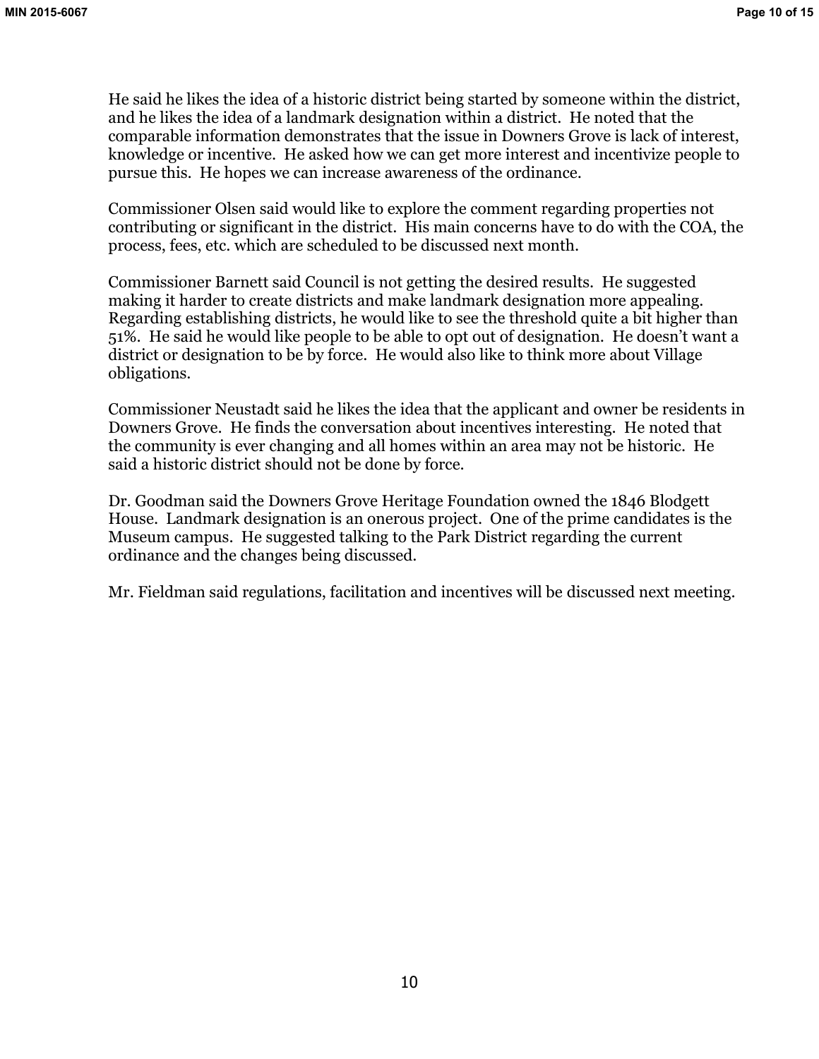He said he likes the idea of a historic district being started by someone within the district, and he likes the idea of a landmark designation within a district. He noted that the comparable information demonstrates that the issue in Downers Grove is lack of interest, knowledge or incentive. He asked how we can get more interest and incentivize people to pursue this. He hopes we can increase awareness of the ordinance.

Commissioner Olsen said would like to explore the comment regarding properties not contributing or significant in the district. His main concerns have to do with the COA, the process, fees, etc. which are scheduled to be discussed next month.

Commissioner Barnett said Council is not getting the desired results. He suggested making it harder to create districts and make landmark designation more appealing. Regarding establishing districts, he would like to see the threshold quite a bit higher than 51%. He said he would like people to be able to opt out of designation. He doesn't want a district or designation to be by force. He would also like to think more about Village obligations.

Commissioner Neustadt said he likes the idea that the applicant and owner be residents in Downers Grove. He finds the conversation about incentives interesting. He noted that the community is ever changing and all homes within an area may not be historic. He said a historic district should not be done by force.

Dr. Goodman said the Downers Grove Heritage Foundation owned the 1846 Blodgett House. Landmark designation is an onerous project. One of the prime candidates is the Museum campus. He suggested talking to the Park District regarding the current ordinance and the changes being discussed.

Mr. Fieldman said regulations, facilitation and incentives will be discussed next meeting.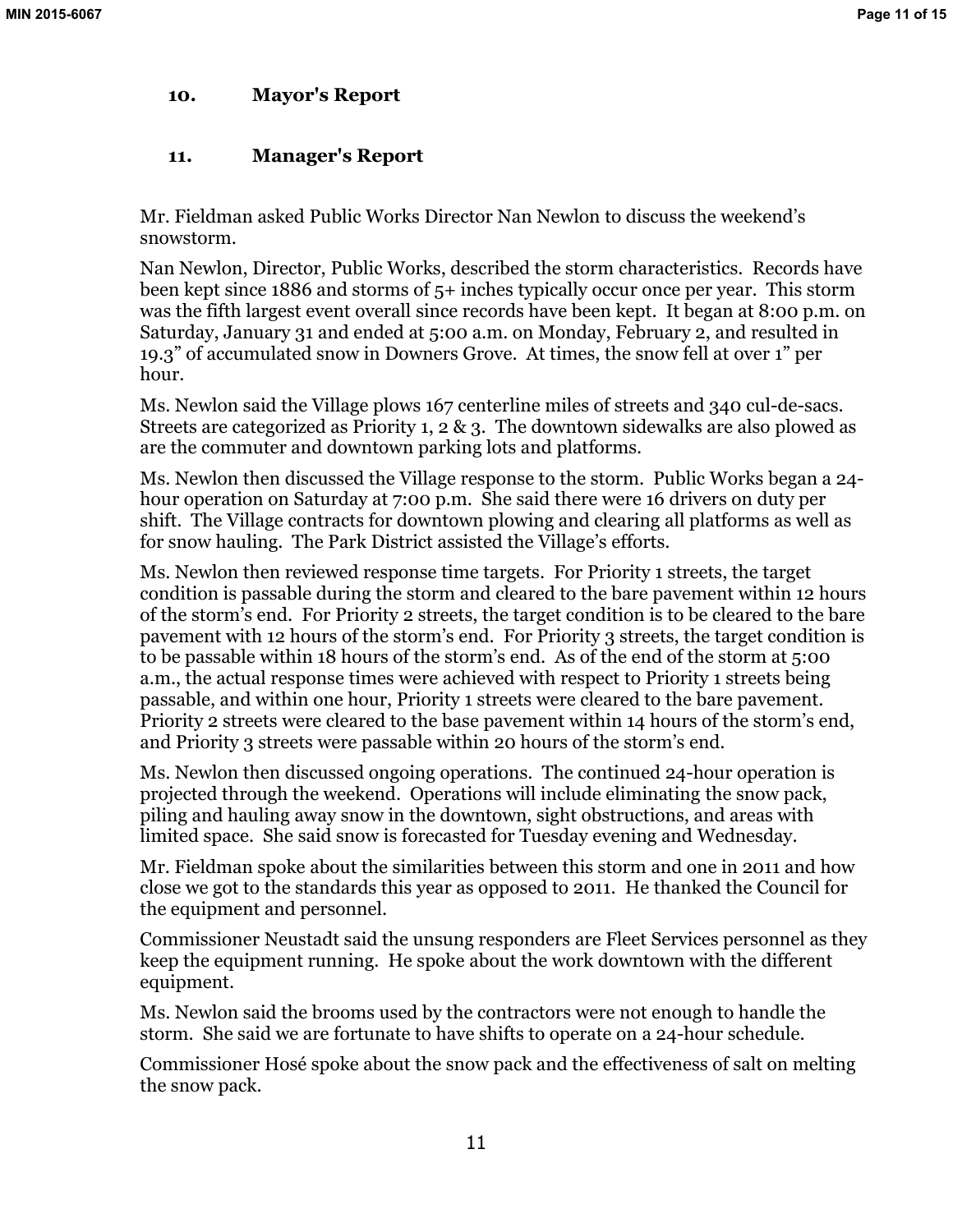## 10. Mayor's Report

## 11. Manager's Report

Mr. Fieldman asked Public Works Director Nan Newlon to discuss the weekend's snowstorm.

Nan Newlon, Director, Public Works, described the storm characteristics. Records have been kept since 1886 and storms of 5+ inches typically occur once per year. This storm was the fifth largest event overall since records have been kept. It began at 8:00 p.m. on Saturday, January 31 and ended at 5:00 a.m. on Monday, February 2, and resulted in 19.3" of accumulated snow in Downers Grove. At times, the snow fell at over 1" per hour.

Ms. Newlon said the Village plows 167 centerline miles of streets and 340 cul-de-sacs. Streets are categorized as Priority 1, 2 & 3. The downtown sidewalks are also plowed as are the commuter and downtown parking lots and platforms.

Ms. Newlon then discussed the Village response to the storm. Public Works began a 24-hour operation on Saturday at 7:00 p.m. She said there were 16 drivers on duty per shift. The Village contracts for downtown plowing and clearing all platforms as well as for snow hauling. The Park District assisted the Village's efforts.

Ms. Newlon then reviewed response time targets. For Priority 1 streets, the target condition is passable during the storm and cleared to the bare pavement within 12 hours of the storm's end. For Priority 2 streets, the target condition is to be cleared to the bare pavement with 12 hours of the storm's end. For Priority 3 streets, the target condition is to be passable within 18 hours of the storm's end. As of the end of the storm at 5:00 a.m., the actual response times were achieved with respect to Priority 1 streets being passable, and within one hour, Priority 1 streets were cleared to the bare pavement. Priority 2 streets were cleared to the base pavement within 14 hours of the storm's end, and Priority 3 streets were passable within 20 hours of the storm's end.

Ms. Newlon then discussed ongoing operations. The continued 24-hour operation is projected through the weekend. Operations will include eliminating the snow pack, piling and hauling away snow in the downtown, sight obstructions, and areas with limited space. She said snow is forecasted for Tuesday evening and Wednesday.

Mr. Fieldman spoke about the similarities between this storm and one in 2011 and how close we got to the standards this year as opposed to 2011. He thanked the Council for the equipment and personnel.

Commissioner Neustadt said the unsung responders are Fleet Services personnel as they keep the equipment running. He spoke about the work downtown with the different equipment.

Ms. Newlon said the brooms used by the contractors were not enough to handle the storm. She said we are fortunate to have shifts to operate on a 24-hour schedule.

Commissioner Hosé spoke about the snow pack and the effectiveness of salt on melting the snow pack.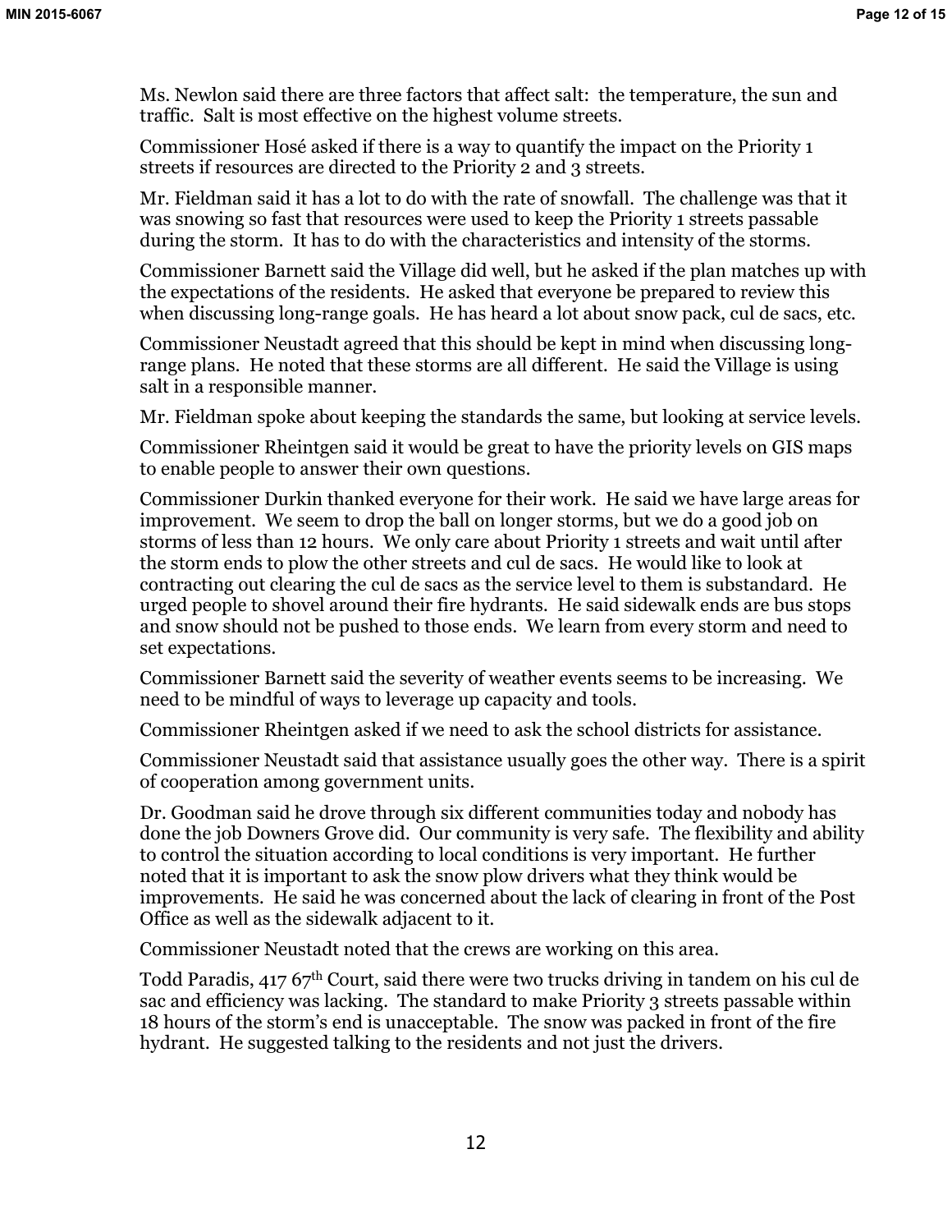Ms. Newlon said there are three factors that affect salt: the temperature, the sun and traffic. Salt is most effective on the highest volume streets.

Commissioner Hosé asked if there is a way to quantify the impact on the Priority 1 streets if resources are directed to the Priority 2 and 3 streets.

Mr. Fieldman said it has a lot to do with the rate of snowfall. The challenge was that it was snowing so fast that resources were used to keep the Priority 1 streets passable during the storm. It has to do with the characteristics and intensity of the storms.

Commissioner Barnett said the Village did well, but he asked if the plan matches up with the expectations of the residents. He asked that everyone be prepared to review this when discussing long-range goals. He has heard a lot about snow pack, cul de sacs, etc.

Commissioner Neustadt agreed that this should be kept in mind when discussing long-range plans. He noted that these storms are all different. He said the Village is using salt in a responsible manner.

Mr. Fieldman spoke about keeping the standards the same, but looking at service levels.

Commissioner Rheintgen said it would be great to have the priority levels on GIS maps to enable people to answer their own questions.

Commissioner Durkin thanked everyone for their work. He said we have large areas for improvement. We seem to drop the ball on longer storms, but we do a good job on storms of less than 12 hours. We only care about Priority 1 streets and wait until after the storm ends to plow the other streets and cul de sacs. He would like to look at contracting out clearing the cul de sacs as the service level to them is substandard. He urged people to shovel around their fire hydrants. He said sidewalk ends are bus stops and snow should not be pushed to those ends. We learn from every storm and need to set expectations.

Commissioner Barnett said the severity of weather events seems to be increasing. We need to be mindful of ways to leverage up capacity and tools.

Commissioner Rheintgen asked if we need to ask the school districts for assistance.

Commissioner Neustadt said that assistance usually goes the other way. There is a spirit of cooperation among government units.

Dr. Goodman said he drove through six different communities today and nobody has done the job Downers Grove did. Our community is very safe. The flexibility and ability to control the situation according to local conditions is very important. He further noted that it is important to ask the snow plow drivers what they think would be improvements. He said he was concerned about the lack of clearing in front of the Post Office as well as the sidewalk adjacent to it.

Commissioner Neustadt noted that the crews are working on this area.

Todd Paradis, 417 67th Court, said there were two trucks driving in tandem on his cul de sac and efficiency was lacking. The standard to make Priority 3 streets passable within 18 hours of the storm's end is unacceptable. The snow was packed in front of the fire hydrant. He suggested talking to the residents and not just the drivers.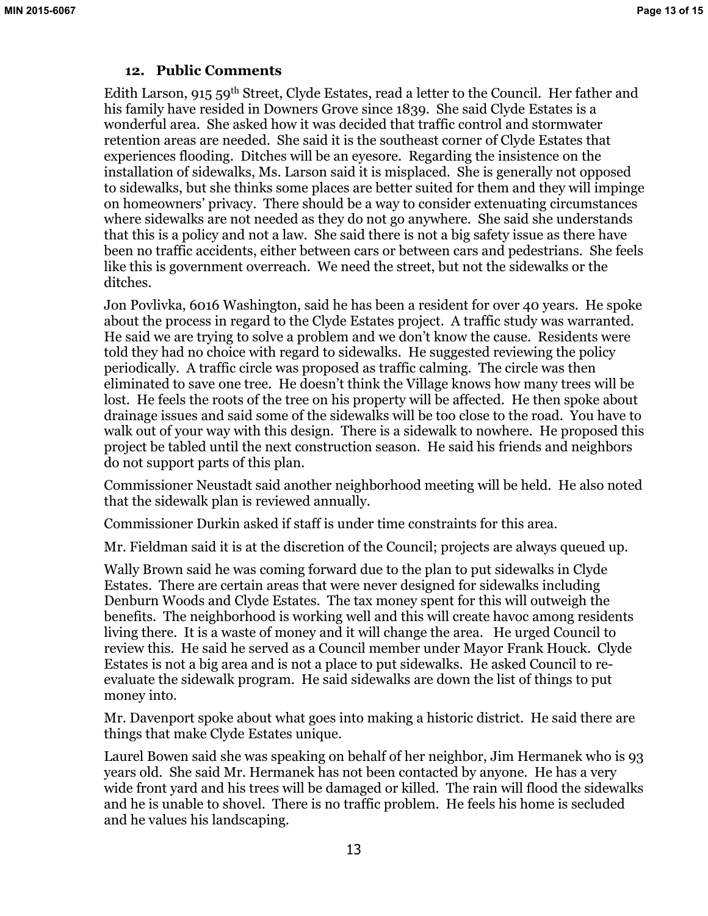### 12. Public Comments

Edith Larson, 915 59th Street, Clyde Estates, read a letter to the Council. Her father and his family have resided in Downers Grove since 1839. She said Clyde Estates is a wonderful area. She asked how it was decided that traffic control and stormwater retention areas are needed. She said it is the southeast corner of Clyde Estates that experiences flooding. Ditches will be an eyesore. Regarding the insistence on the installation of sidewalks, Ms. Larson said it is misplaced. She is generally not opposed to sidewalks, but she thinks some places are better suited for them and they will impinge on homeowners' privacy. There should be a way to consider extenuating circumstances where sidewalks are not needed as they do not go anywhere. She said she understands that this is a policy and not a law. She said there is not a big safety issue as there have been no traffic accidents, either between cars or between cars and pedestrians. She feels like this is government overreach. We need the street, but not the sidewalks or the ditches.

Jon Povlivka, 6016 Washington, said he has been a resident for over 40 years. He spoke about the process in regard to the Clyde Estates project. A traffic study was warranted. He said we are trying to solve a problem and we don't know the cause. Residents were told they had no choice with regard to sidewalks. He suggested reviewing the policy periodically. A traffic circle was proposed as traffic calming. The circle was then eliminated to save one tree. He doesn't think the Village knows how many trees will be lost. He feels the roots of the tree on his property will be affected. He then spoke about drainage issues and said some of the sidewalks will be too close to the road. You have to walk out of your way with this design. There is a sidewalk to nowhere. He proposed this project be tabled until the next construction season. He said his friends and neighbors do not support parts of this plan.

Commissioner Neustadt said another neighborhood meeting will be held. He also noted that the sidewalk plan is reviewed annually.

Commissioner Durkin asked if staff is under time constraints for this area.

Mr. Fieldman said it is at the discretion of the Council; projects are always queued up.

Wally Brown said he was coming forward due to the plan to put sidewalks in Clyde Estates. There are certain areas that were never designed for sidewalks including Denburn Woods and Clyde Estates. The tax money spent for this will outweigh the benefits. The neighborhood is working well and this will create havoc among residents living there. It is a waste of money and it will change the area. He urged Council to review this. He said he served as a Council member under Mayor Frank Houck. Clyde Estates is not a big area and is not a place to put sidewalks. He asked Council to re-evaluate the sidewalk program. He said sidewalks are down the list of things to put money into.

Mr. Davenport spoke about what goes into making a historic district. He said there are things that make Clyde Estates unique.

Laurel Bowen said she was speaking on behalf of her neighbor, Jim Hermanek who is 93 years old. She said Mr. Hermanek has not been contacted by anyone. He has a very wide front yard and his trees will be damaged or killed. The rain will flood the sidewalks and he is unable to shovel. There is no traffic problem. He feels his home is secluded and he values his landscaping.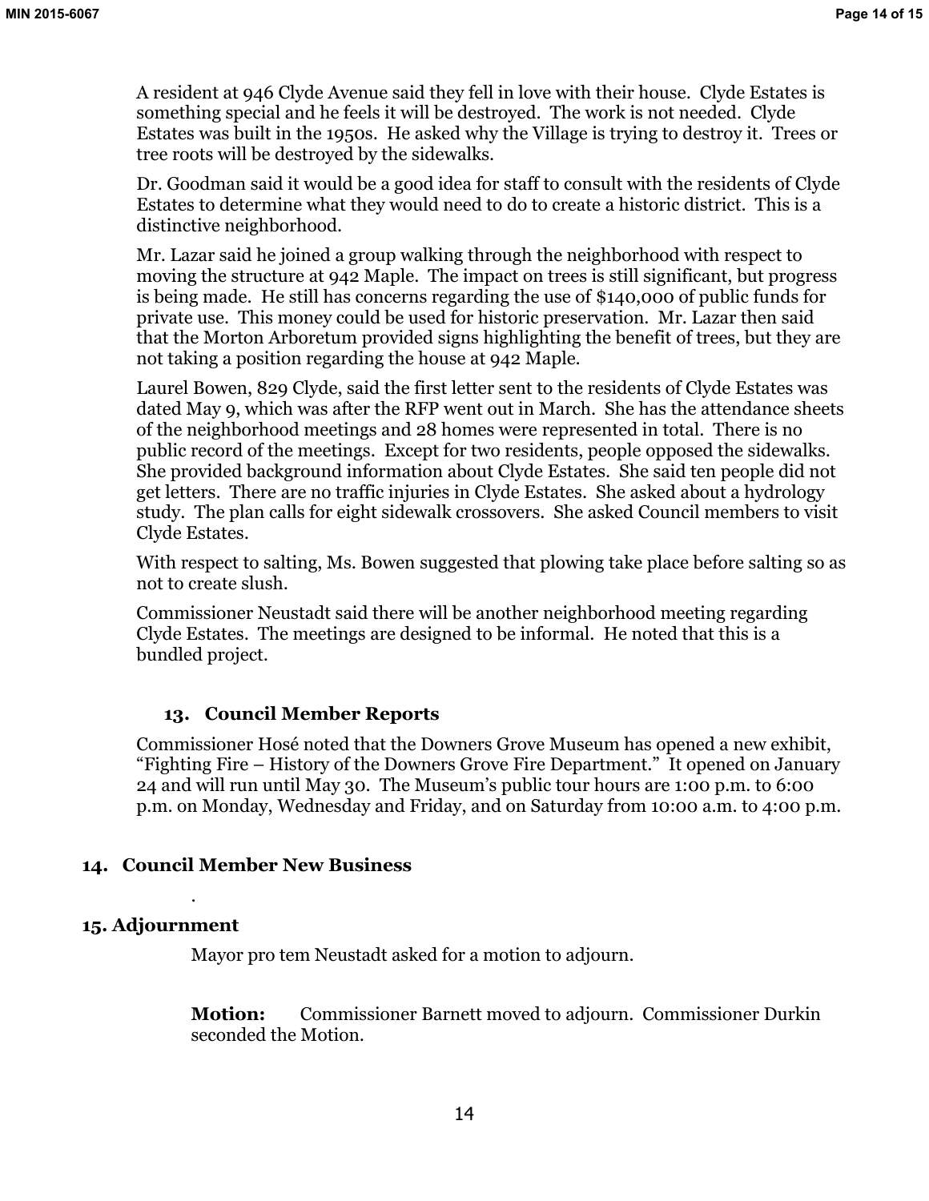A resident at 946 Clyde Avenue said they fell in love with their house. Clyde Estates is something special and he feels it will be destroyed. The work is not needed. Clyde Estates was built in the 1950s. He asked why the Village is trying to destroy it. Trees or tree roots will be destroyed by the sidewalks.

Dr. Goodman said it would be a good idea for staff to consult with the residents of Clyde Estates to determine what they would need to do to create a historic district. This is a distinctive neighborhood.

Mr. Lazar said he joined a group walking through the neighborhood with respect to moving the structure at 942 Maple. The impact on trees is still significant, but progress is being made. He still has concerns regarding the use of $140,000 of public funds for private use. This money could be used for historic preservation. Mr. Lazar then said that the Morton Arboretum provided signs highlighting the benefit of trees, but they are not taking a position regarding the house at 942 Maple.

Laurel Bowen, 829 Clyde, said the first letter sent to the residents of Clyde Estates was dated May 9, which was after the RFP went out in March. She has the attendance sheets of the neighborhood meetings and 28 homes were represented in total. There is no public record of the meetings. Except for two residents, people opposed the sidewalks. She provided background information about Clyde Estates. She said ten people did not get letters. There are no traffic injuries in Clyde Estates. She asked about a hydrology study. The plan calls for eight sidewalk crossovers. She asked Council members to visit Clyde Estates.

With respect to salting, Ms. Bowen suggested that plowing take place before salting so as not to create slush.

Commissioner Neustadt said there will be another neighborhood meeting regarding Clyde Estates. The meetings are designed to be informal. He noted that this is a bundled project.

### 13. Council Member Reports

Commissioner Hosé noted that the Downers Grove Museum has opened a new exhibit, "Fighting Fire – History of the Downers Grove Fire Department." It opened on January 24 and will run until May 30. The Museum's public tour hours are 1:00 p.m. to 6:00 p.m. on Monday, Wednesday and Friday, and on Saturday from 10:00 a.m. to 4:00 p.m.

## 14. Council Member New Business

.

## 15. Adjournment

Mayor pro tem Neustadt asked for a motion to adjourn.

**Motion:** Commissioner Barnett moved to adjourn. Commissioner Durkin seconded the Motion.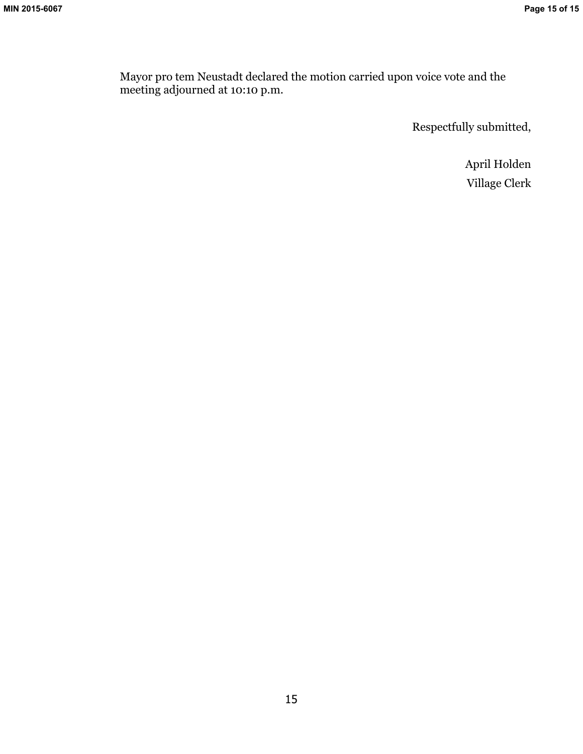Mayor pro tem Neustadt declared the motion carried upon voice vote and the meeting adjourned at 10:10 p.m.

Respectfully submitted,

April Holden
Village Clerk